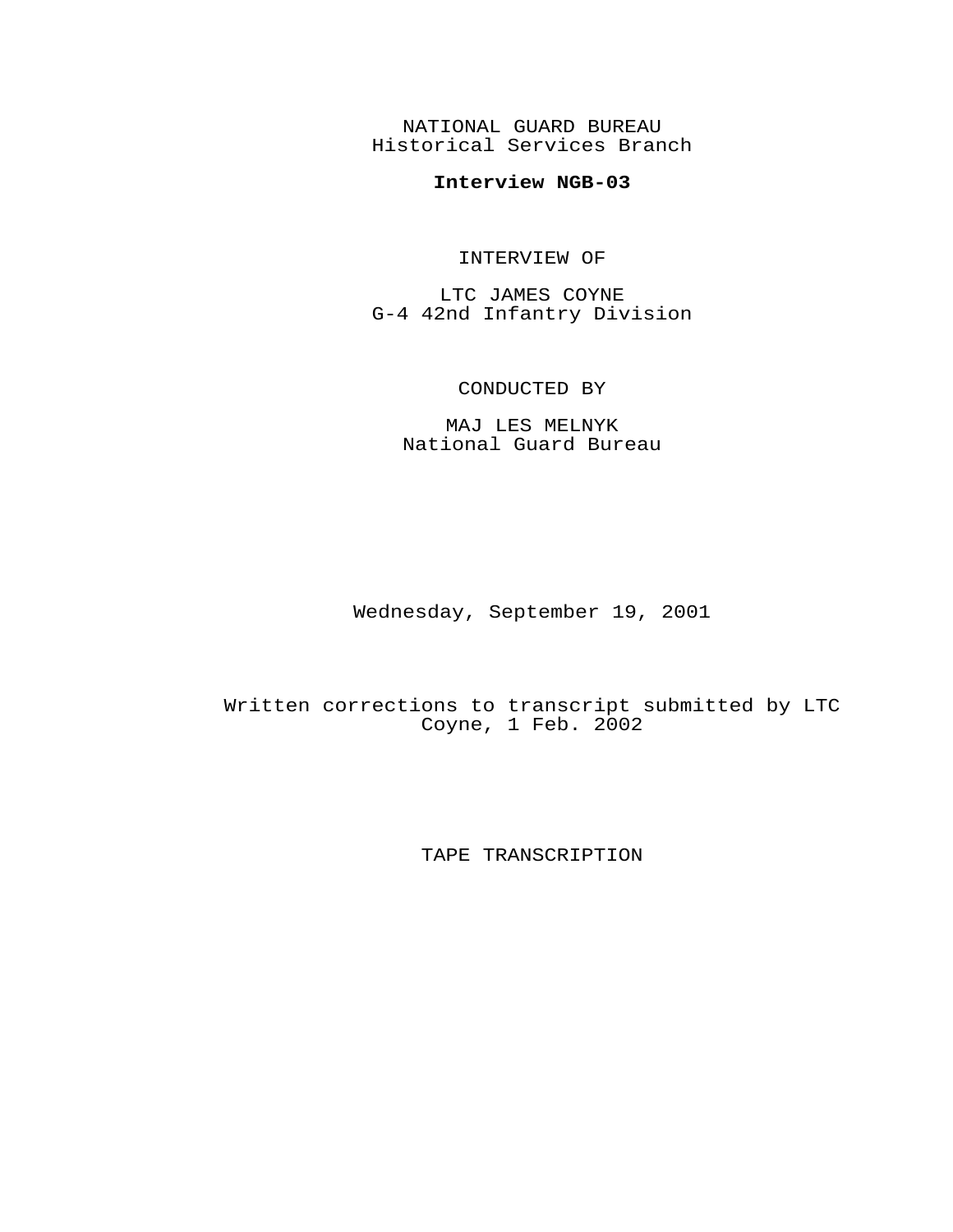NATIONAL GUARD BUREAU
Historical Services Branch

**Interview NGB-03**

INTERVIEW OF

LTC JAMES COYNE
G-4 42nd Infantry Division

CONDUCTED BY

MAJ LES MELNYK
National Guard Bureau

Wednesday, September 19, 2001

Written corrections to transcript submitted by LTC Coyne, 1 Feb. 2002

TAPE TRANSCRIPTION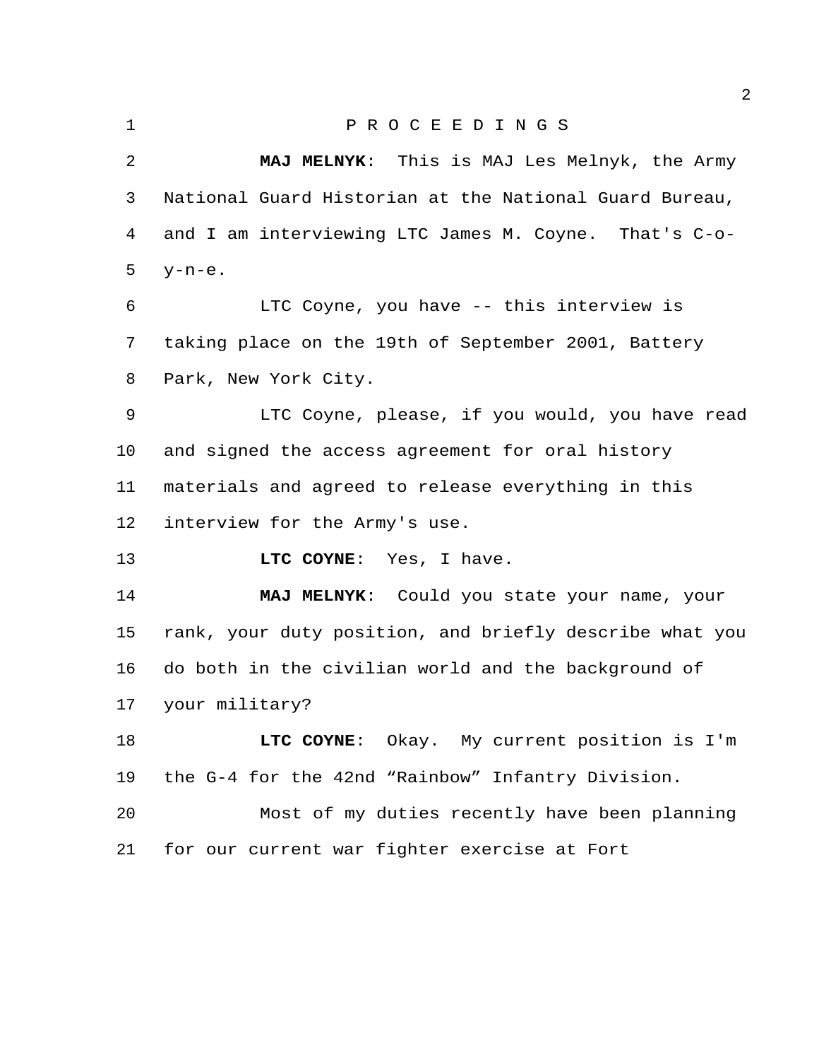P R O C E E D I N G S

**MAJ MELNYK**: This is MAJ Les Melnyk, the Army National Guard Historian at the National Guard Bureau, and I am interviewing LTC James M. Coyne. That's C-o-y-n-e.

LTC Coyne, you have -- this interview is taking place on the 19th of September 2001, Battery Park, New York City.

LTC Coyne, please, if you would, you have read and signed the access agreement for oral history materials and agreed to release everything in this interview for the Army's use.

**LTC COYNE**: Yes, I have.

**MAJ MELNYK**: Could you state your name, your rank, your duty position, and briefly describe what you do both in the civilian world and the background of your military?

**LTC COYNE**: Okay. My current position is I'm the G-4 for the 42nd "Rainbow" Infantry Division.

Most of my duties recently have been planning for our current war fighter exercise at Fort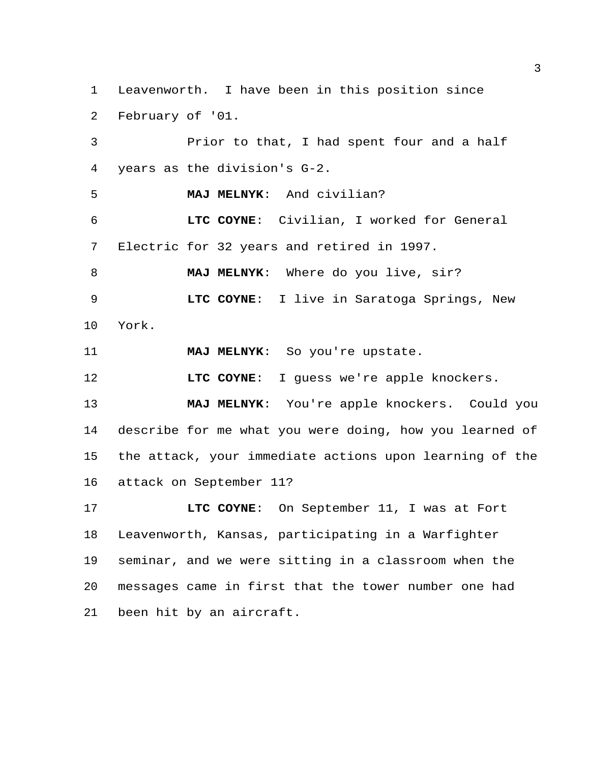Leavenworth. I have been in this position since February of '01.

Prior to that, I had spent four and a half years as the division's G-2.

**MAJ MELNYK**: And civilian?

**LTC COYNE**: Civilian, I worked for General Electric for 32 years and retired in 1997.

**MAJ MELNYK**: Where do you live, sir?

**LTC COYNE**: I live in Saratoga Springs, New York.

**MAJ MELNYK**: So you're upstate.

**LTC COYNE**: I guess we're apple knockers.

**MAJ MELNYK**: You're apple knockers. Could you describe for me what you were doing, how you learned of the attack, your immediate actions upon learning of the attack on September 11?

**LTC COYNE**: On September 11, I was at Fort Leavenworth, Kansas, participating in a Warfighter seminar, and we were sitting in a classroom when the messages came in first that the tower number one had been hit by an aircraft.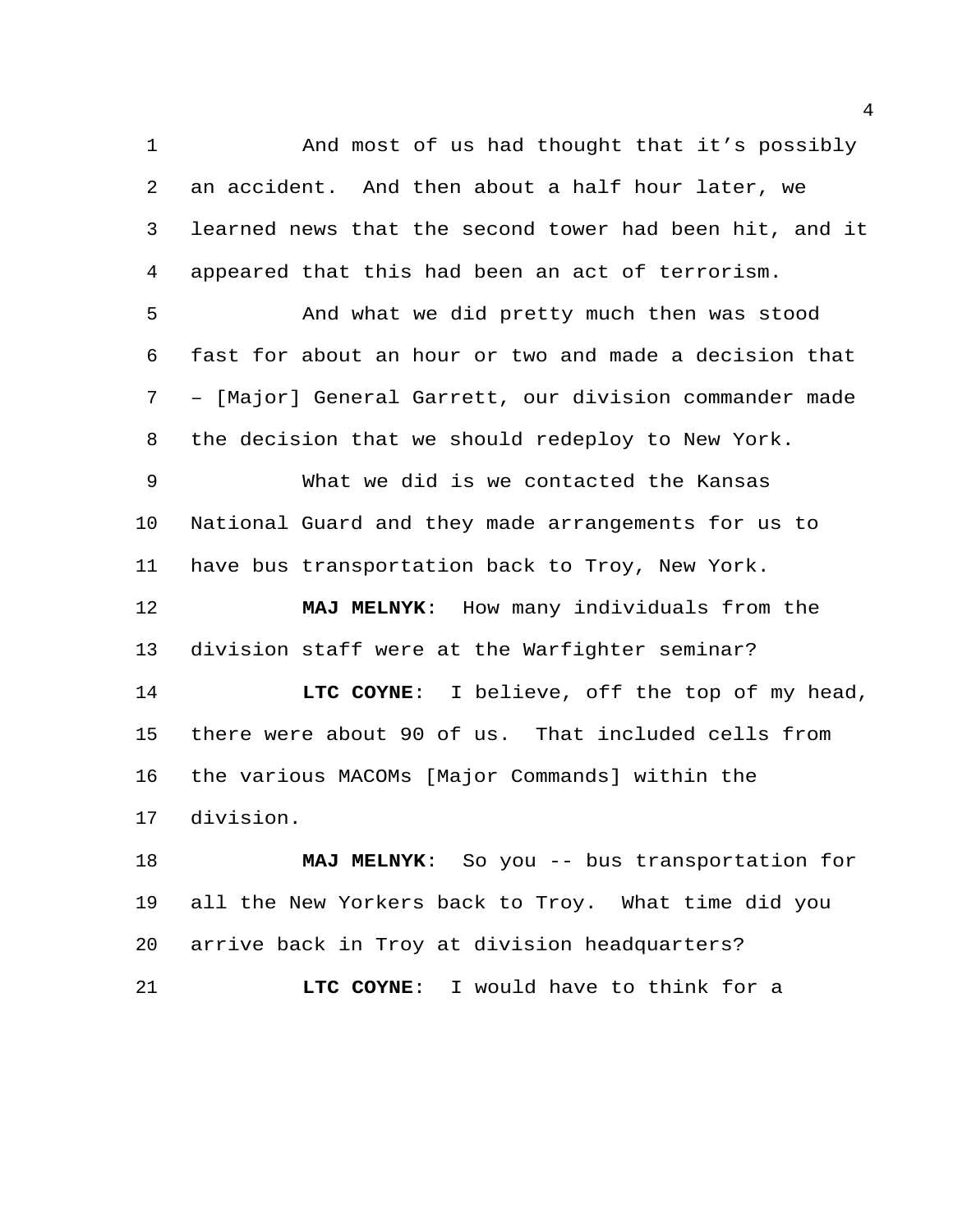And most of us had thought that it's possibly an accident. And then about a half hour later, we learned news that the second tower had been hit, and it appeared that this had been an act of terrorism.

And what we did pretty much then was stood fast for about an hour or two and made a decision that – [Major] General Garrett, our division commander made the decision that we should redeploy to New York.

What we did is we contacted the Kansas National Guard and they made arrangements for us to have bus transportation back to Troy, New York.

**MAJ MELNYK**: How many individuals from the division staff were at the Warfighter seminar?

**LTC COYNE**: I believe, off the top of my head, there were about 90 of us. That included cells from the various MACOMs [Major Commands] within the division.

**MAJ MELNYK**: So you -- bus transportation for all the New Yorkers back to Troy. What time did you arrive back in Troy at division headquarters?

**LTC COYNE**: I would have to think for a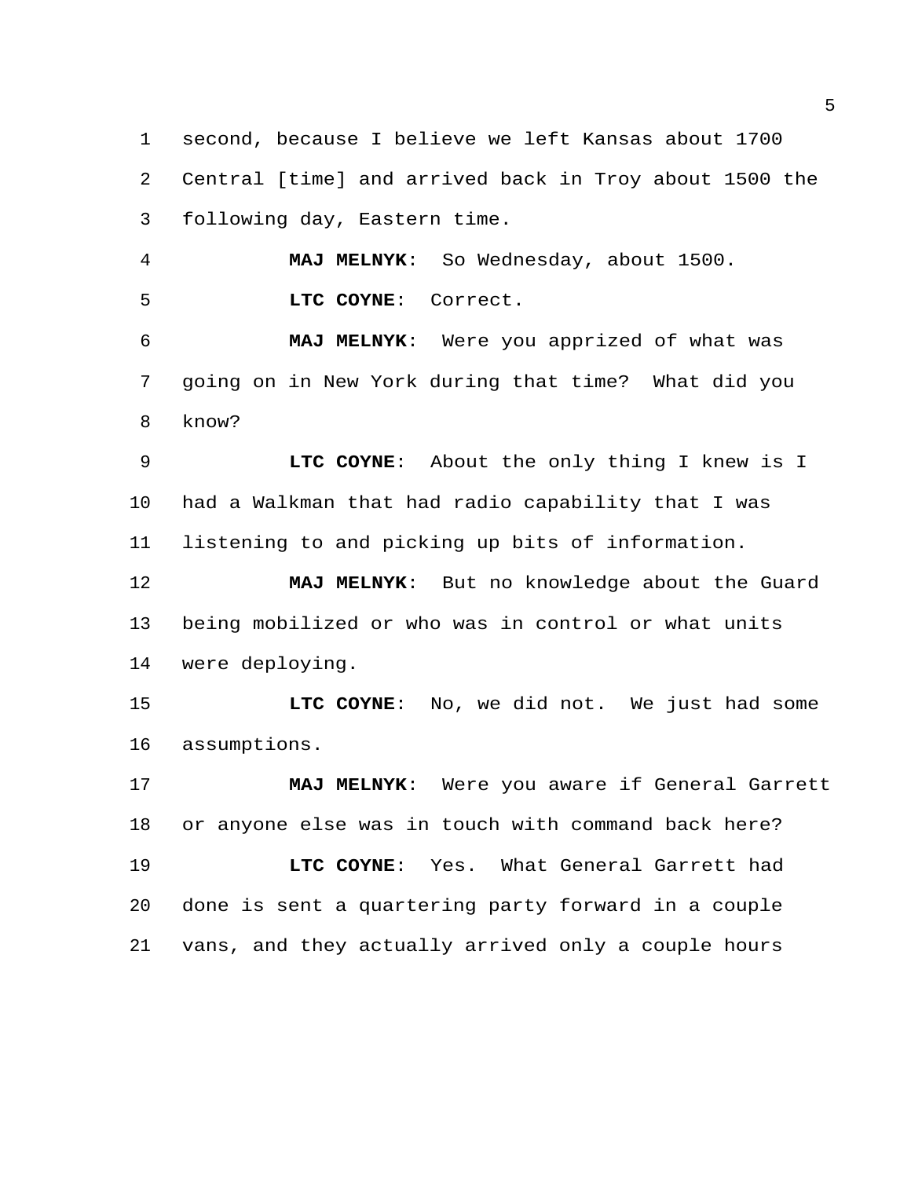second, because I believe we left Kansas about 1700 Central [time] and arrived back in Troy about 1500 the following day, Eastern time.

**MAJ MELNYK**: So Wednesday, about 1500.

**LTC COYNE**: Correct.

**MAJ MELNYK**: Were you apprized of what was going on in New York during that time? What did you know?

**LTC COYNE**: About the only thing I knew is I had a Walkman that had radio capability that I was listening to and picking up bits of information.

**MAJ MELNYK**: But no knowledge about the Guard being mobilized or who was in control or what units were deploying.

**LTC COYNE**: No, we did not. We just had some assumptions.

**MAJ MELNYK**: Were you aware if General Garrett or anyone else was in touch with command back here?

**LTC COYNE**: Yes. What General Garrett had done is sent a quartering party forward in a couple vans, and they actually arrived only a couple hours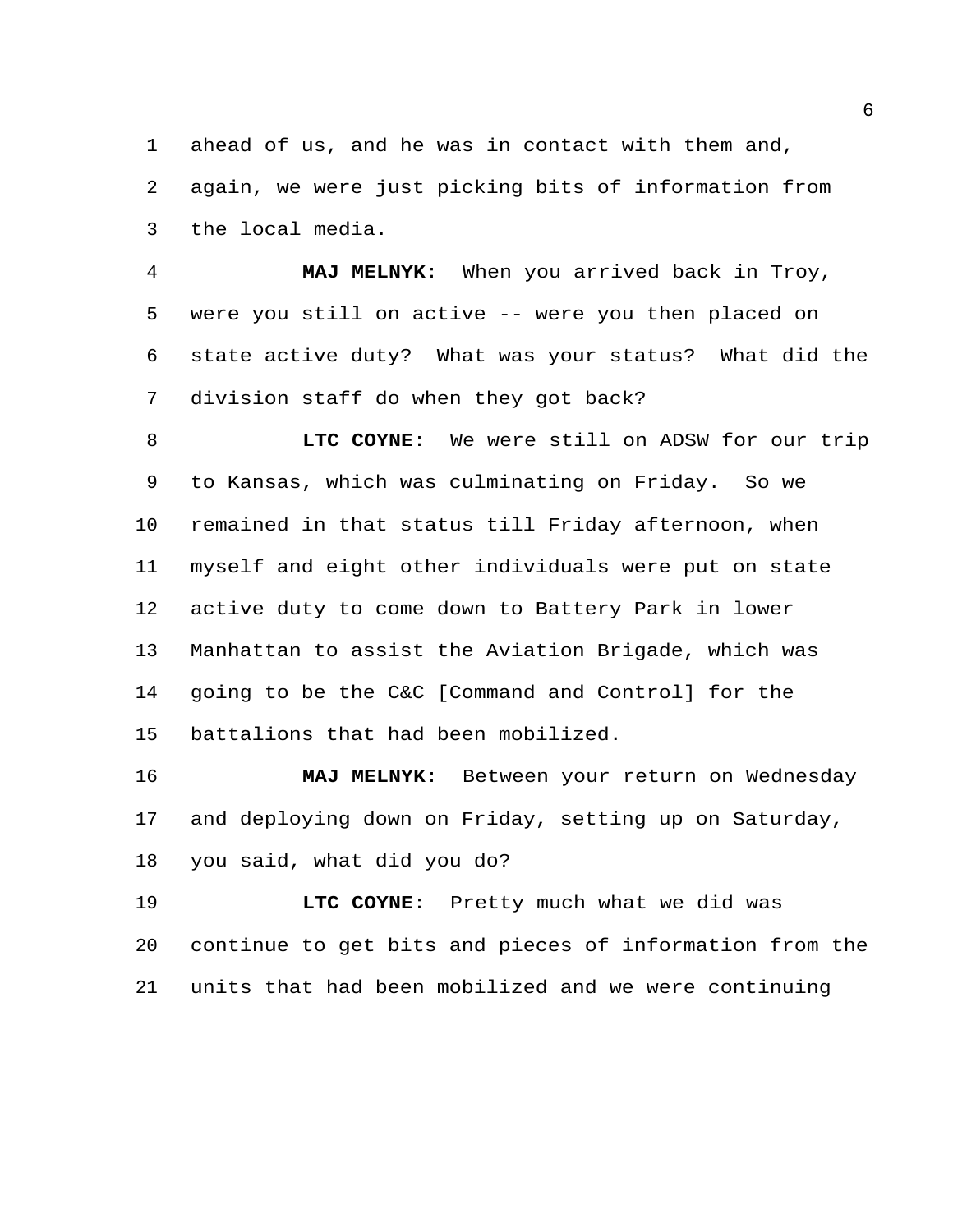ahead of us, and he was in contact with them and, again, we were just picking bits of information from the local media.

**MAJ MELNYK**: When you arrived back in Troy, were you still on active -- were you then placed on state active duty? What was your status? What did the division staff do when they got back?

**LTC COYNE**: We were still on ADSW for our trip to Kansas, which was culminating on Friday. So we remained in that status till Friday afternoon, when myself and eight other individuals were put on state active duty to come down to Battery Park in lower Manhattan to assist the Aviation Brigade, which was going to be the C&C [Command and Control] for the battalions that had been mobilized.

**MAJ MELNYK**: Between your return on Wednesday and deploying down on Friday, setting up on Saturday, you said, what did you do?

**LTC COYNE**: Pretty much what we did was continue to get bits and pieces of information from the units that had been mobilized and we were continuing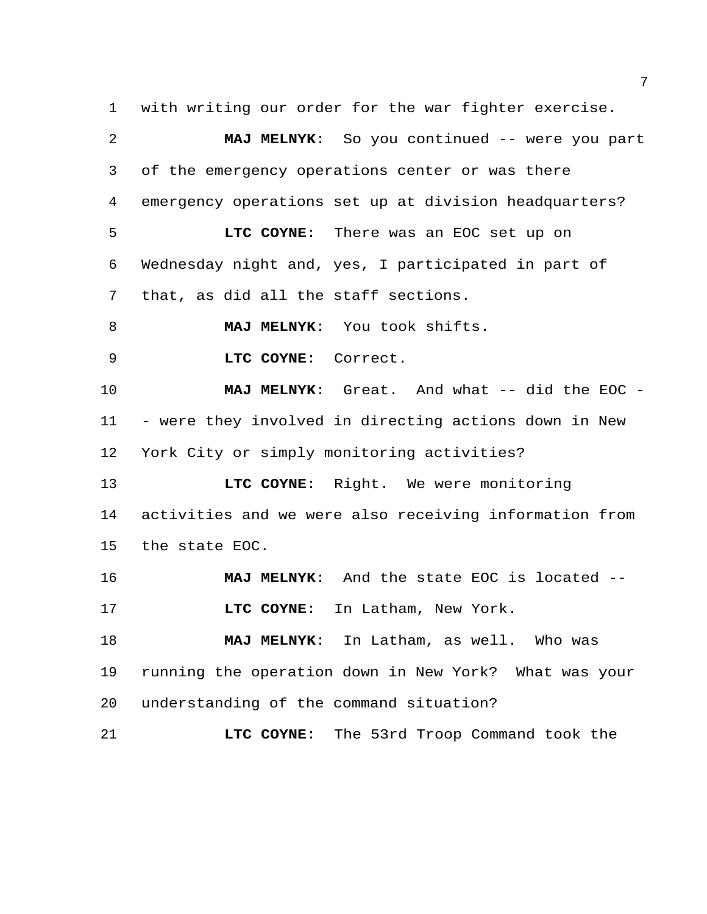with writing our order for the war fighter exercise.

**MAJ MELNYK**: So you continued -- were you part of the emergency operations center or was there emergency operations set up at division headquarters?

**LTC COYNE**: There was an EOC set up on Wednesday night and, yes, I participated in part of that, as did all the staff sections.

**MAJ MELNYK**: You took shifts.

**LTC COYNE**: Correct.

**MAJ MELNYK**: Great. And what -- did the EOC -- were they involved in directing actions down in New York City or simply monitoring activities?

**LTC COYNE**: Right. We were monitoring activities and we were also receiving information from the state EOC.

**MAJ MELNYK**: And the state EOC is located --

**LTC COYNE**: In Latham, New York.

**MAJ MELNYK**: In Latham, as well. Who was running the operation down in New York? What was your understanding of the command situation?

**LTC COYNE**: The 53rd Troop Command took the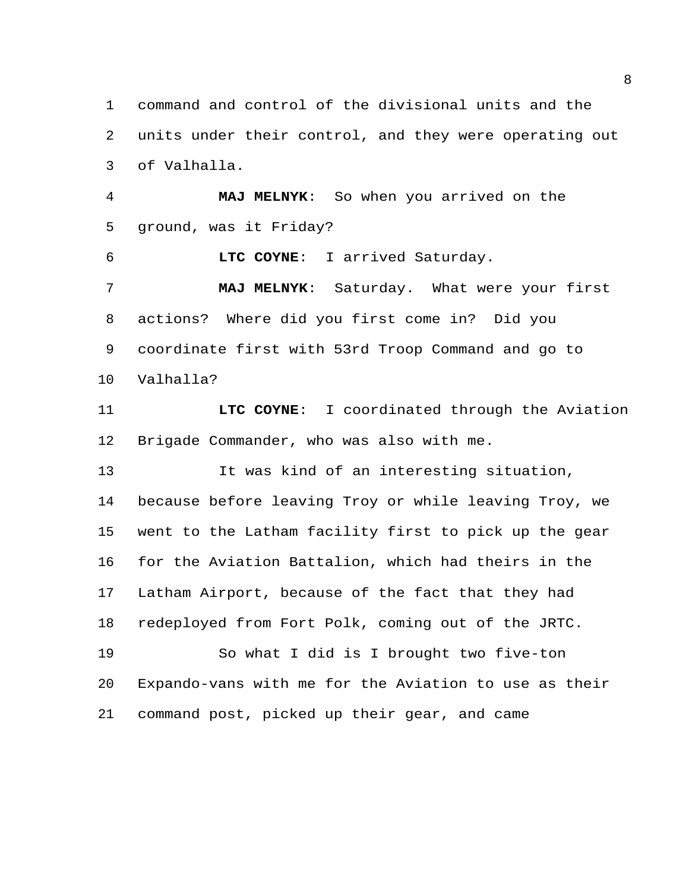command and control of the divisional units and the units under their control, and they were operating out of Valhalla.

**MAJ MELNYK**: So when you arrived on the ground, was it Friday?

**LTC COYNE**: I arrived Saturday.

**MAJ MELNYK**: Saturday. What were your first actions? Where did you first come in? Did you coordinate first with 53rd Troop Command and go to Valhalla?

**LTC COYNE**: I coordinated through the Aviation Brigade Commander, who was also with me.

It was kind of an interesting situation, because before leaving Troy or while leaving Troy, we went to the Latham facility first to pick up the gear for the Aviation Battalion, which had theirs in the Latham Airport, because of the fact that they had redeployed from Fort Polk, coming out of the JRTC.

So what I did is I brought two five-ton Expando-vans with me for the Aviation to use as their command post, picked up their gear, and came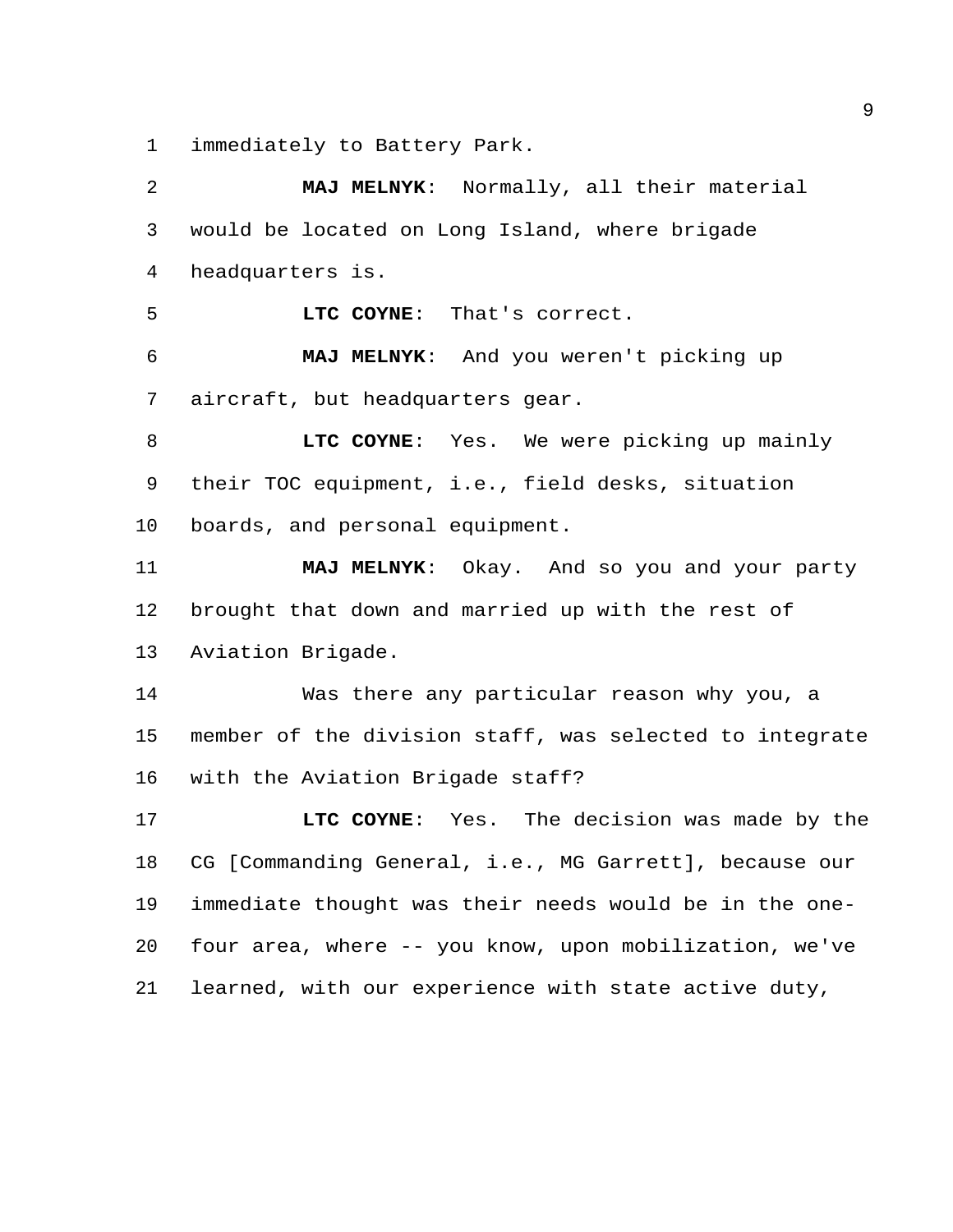immediately to Battery Park.

**MAJ MELNYK**: Normally, all their material would be located on Long Island, where brigade headquarters is.

**LTC COYNE**: That's correct.

**MAJ MELNYK**: And you weren't picking up aircraft, but headquarters gear.

**LTC COYNE**: Yes. We were picking up mainly their TOC equipment, i.e., field desks, situation boards, and personal equipment.

**MAJ MELNYK**: Okay. And so you and your party brought that down and married up with the rest of Aviation Brigade.

Was there any particular reason why you, a member of the division staff, was selected to integrate with the Aviation Brigade staff?

**LTC COYNE**: Yes. The decision was made by the CG [Commanding General, i.e., MG Garrett], because our immediate thought was their needs would be in the one-four area, where -- you know, upon mobilization, we've learned, with our experience with state active duty,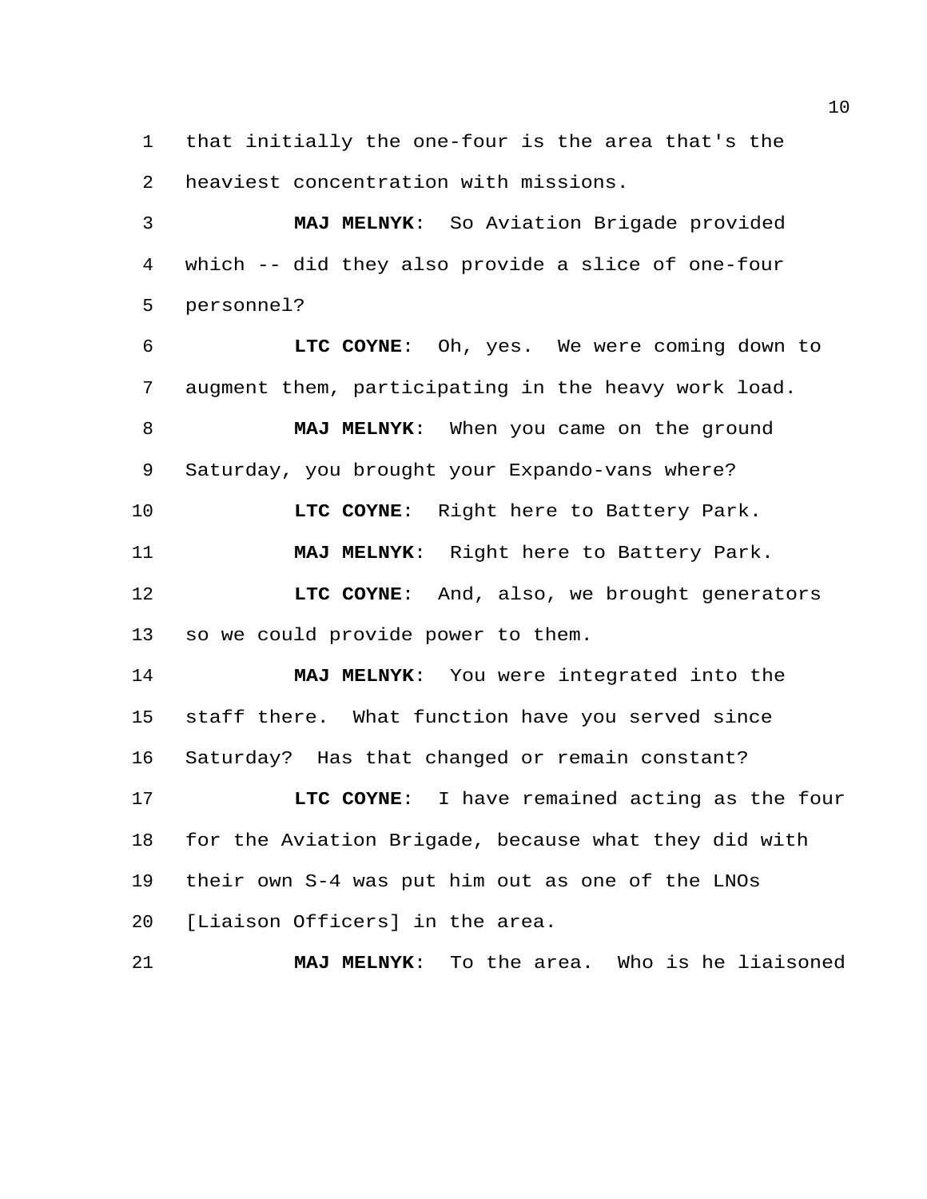that initially the one-four is the area that's the heaviest concentration with missions.

**MAJ MELNYK**: So Aviation Brigade provided which -- did they also provide a slice of one-four personnel?

**LTC COYNE**: Oh, yes. We were coming down to augment them, participating in the heavy work load.

**MAJ MELNYK**: When you came on the ground Saturday, you brought your Expando-vans where?

**LTC COYNE**: Right here to Battery Park.

**MAJ MELNYK**: Right here to Battery Park.

**LTC COYNE**: And, also, we brought generators so we could provide power to them.

**MAJ MELNYK**: You were integrated into the staff there. What function have you served since Saturday? Has that changed or remain constant?

**LTC COYNE**: I have remained acting as the four for the Aviation Brigade, because what they did with their own S-4 was put him out as one of the LNOs [Liaison Officers] in the area.

**MAJ MELNYK**: To the area. Who is he liaisoned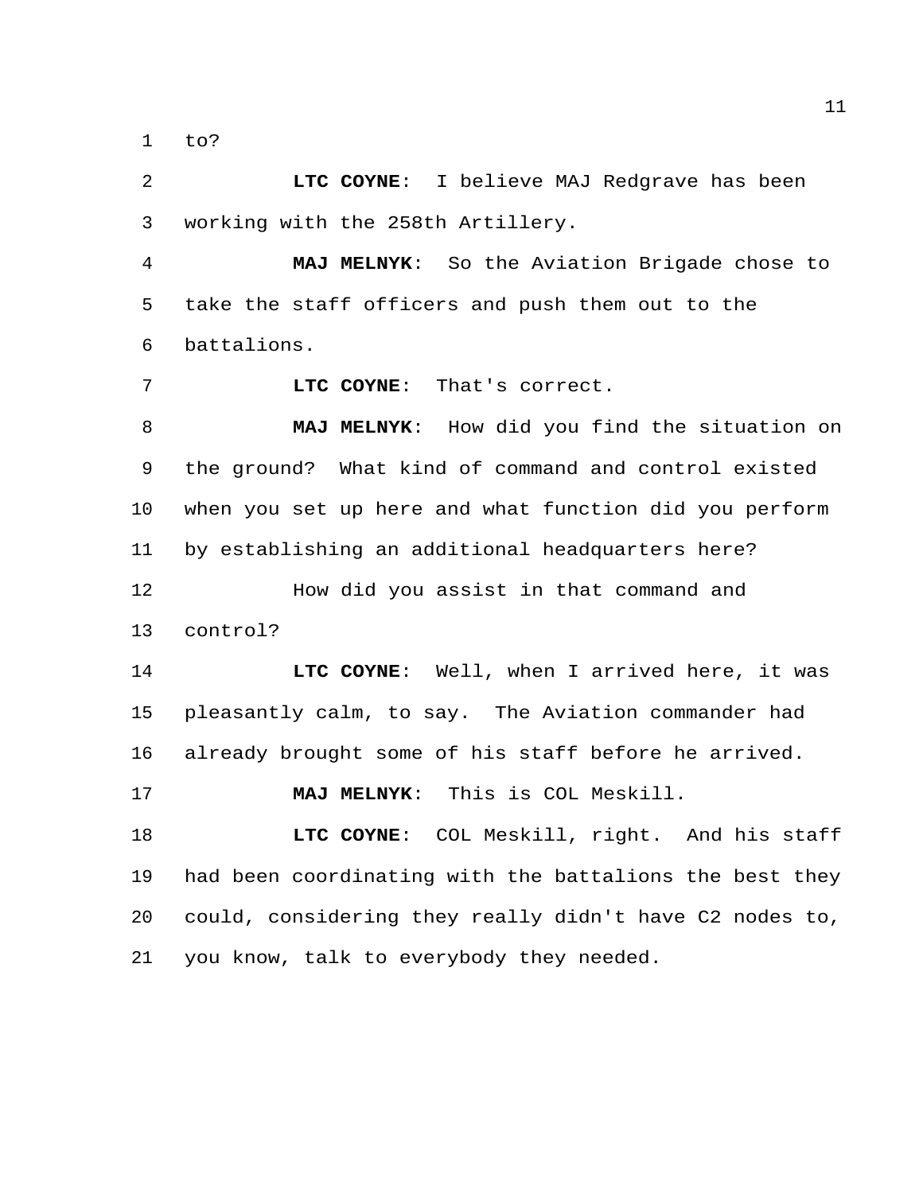to?

**LTC COYNE**: I believe MAJ Redgrave has been working with the 258th Artillery.

**MAJ MELNYK**: So the Aviation Brigade chose to take the staff officers and push them out to the battalions.

**LTC COYNE**: That's correct.

**MAJ MELNYK**: How did you find the situation on the ground? What kind of command and control existed when you set up here and what function did you perform by establishing an additional headquarters here?

How did you assist in that command and control?

**LTC COYNE**: Well, when I arrived here, it was pleasantly calm, to say. The Aviation commander had already brought some of his staff before he arrived.

**MAJ MELNYK**: This is COL Meskill.

**LTC COYNE**: COL Meskill, right. And his staff had been coordinating with the battalions the best they could, considering they really didn't have C2 nodes to, you know, talk to everybody they needed.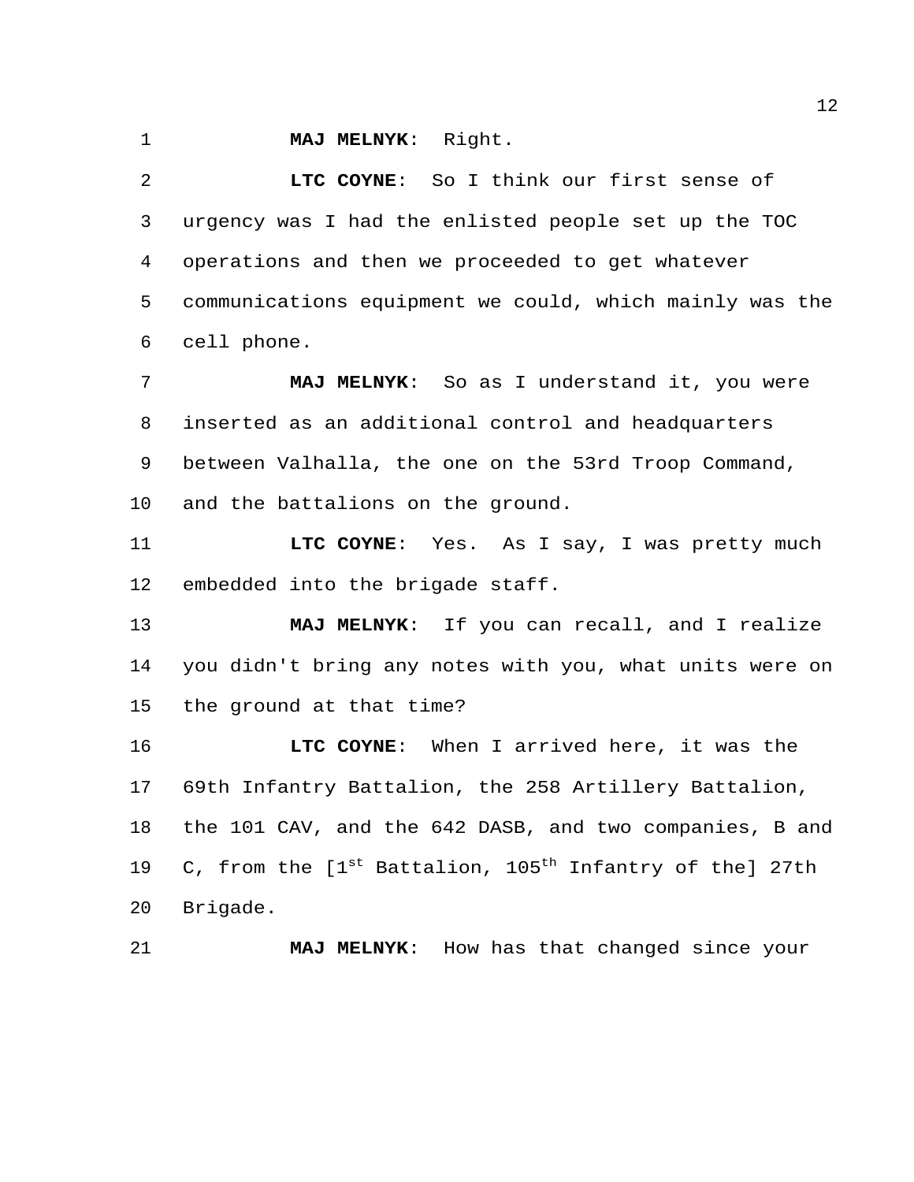**MAJ MELNYK**: Right.

**LTC COYNE**: So I think our first sense of urgency was I had the enlisted people set up the TOC operations and then we proceeded to get whatever communications equipment we could, which mainly was the cell phone.

**MAJ MELNYK**: So as I understand it, you were inserted as an additional control and headquarters between Valhalla, the one on the 53rd Troop Command, and the battalions on the ground.

**LTC COYNE**: Yes. As I say, I was pretty much embedded into the brigade staff.

**MAJ MELNYK**: If you can recall, and I realize you didn't bring any notes with you, what units were on the ground at that time?

**LTC COYNE**: When I arrived here, it was the 69th Infantry Battalion, the 258 Artillery Battalion, the 101 CAV, and the 642 DASB, and two companies, B and C, from the [1st Battalion, 105th Infantry of the] 27th Brigade.

**MAJ MELNYK**: How has that changed since your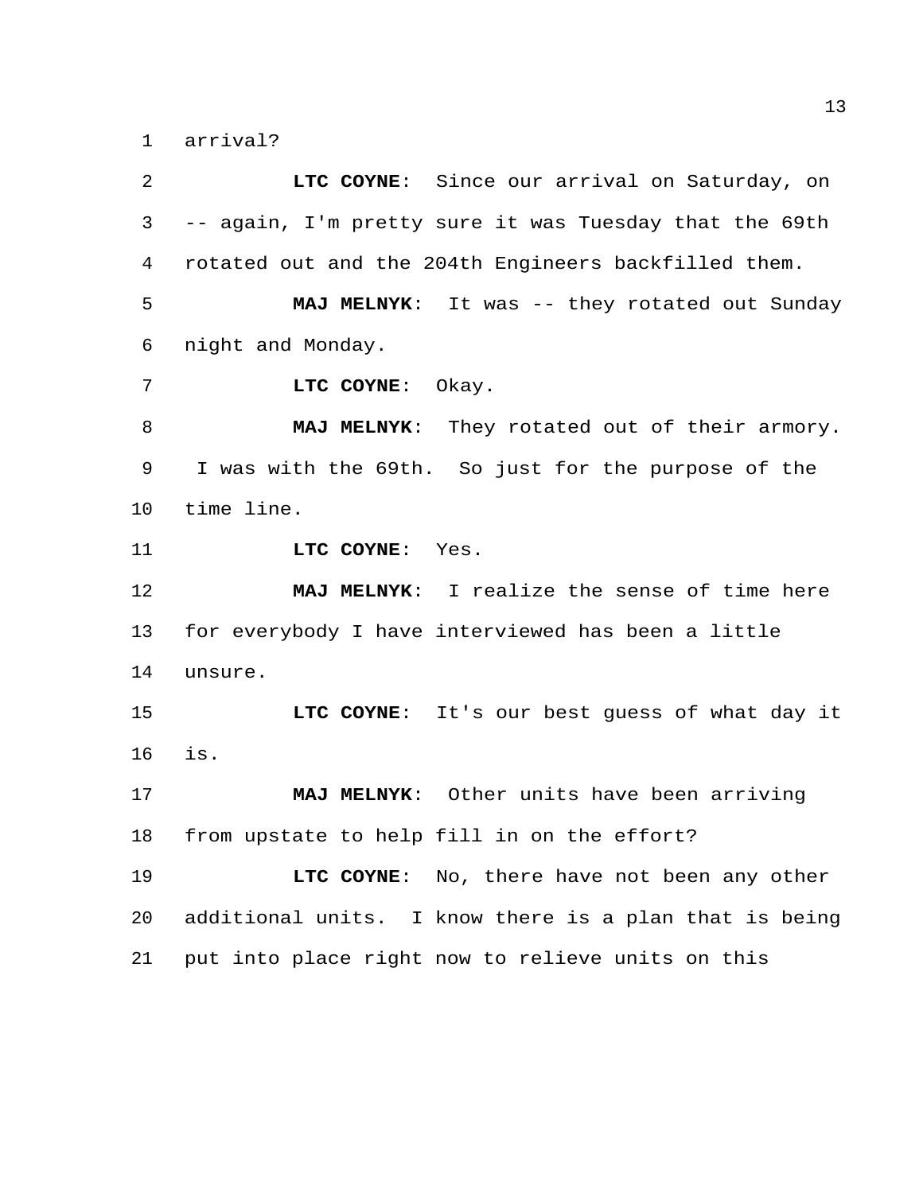arrival?

**LTC COYNE**: Since our arrival on Saturday, on -- again, I'm pretty sure it was Tuesday that the 69th rotated out and the 204th Engineers backfilled them.

**MAJ MELNYK**: It was -- they rotated out Sunday night and Monday.

**LTC COYNE**: Okay.

**MAJ MELNYK**: They rotated out of their armory. I was with the 69th. So just for the purpose of the time line.

**LTC COYNE**: Yes.

**MAJ MELNYK**: I realize the sense of time here for everybody I have interviewed has been a little unsure.

**LTC COYNE**: It's our best guess of what day it is.

**MAJ MELNYK**: Other units have been arriving from upstate to help fill in on the effort?

**LTC COYNE**: No, there have not been any other additional units. I know there is a plan that is being put into place right now to relieve units on this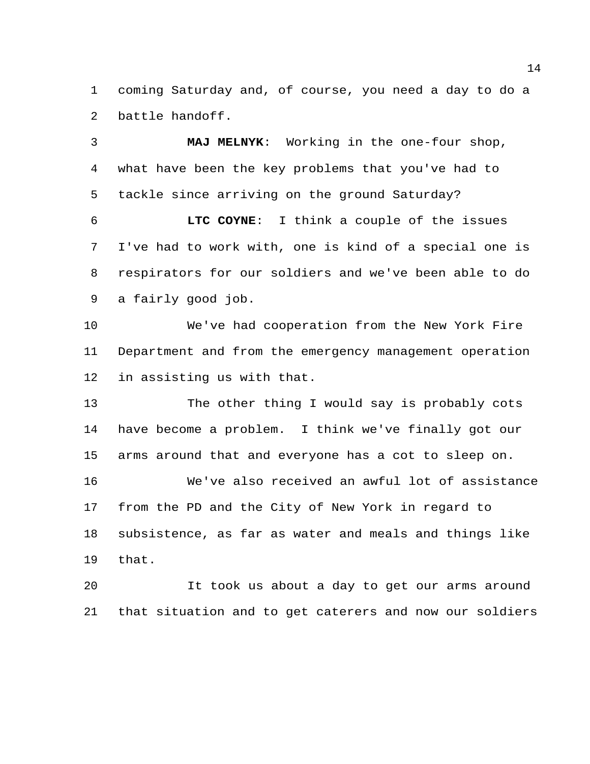coming Saturday and, of course, you need a day to do a battle handoff.

**MAJ MELNYK**: Working in the one-four shop, what have been the key problems that you've had to tackle since arriving on the ground Saturday?

**LTC COYNE**: I think a couple of the issues I've had to work with, one is kind of a special one is respirators for our soldiers and we've been able to do a fairly good job.

We've had cooperation from the New York Fire Department and from the emergency management operation in assisting us with that.

The other thing I would say is probably cots have become a problem. I think we've finally got our arms around that and everyone has a cot to sleep on.

We've also received an awful lot of assistance from the PD and the City of New York in regard to subsistence, as far as water and meals and things like that.

It took us about a day to get our arms around that situation and to get caterers and now our soldiers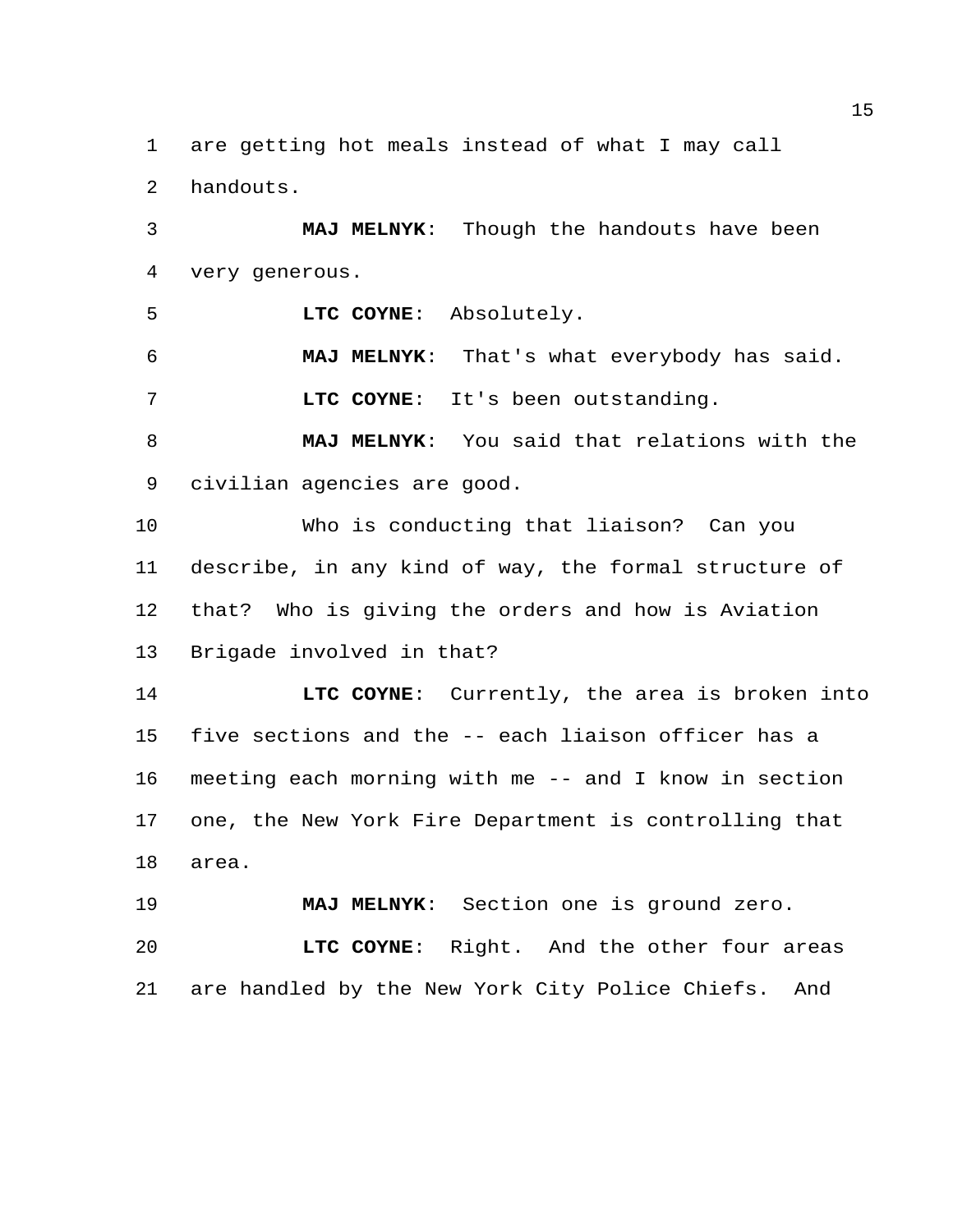are getting hot meals instead of what I may call handouts.

**MAJ MELNYK**: Though the handouts have been very generous.

**LTC COYNE**: Absolutely.

**MAJ MELNYK**: That's what everybody has said.

**LTC COYNE**: It's been outstanding.

**MAJ MELNYK**: You said that relations with the civilian agencies are good.

Who is conducting that liaison? Can you describe, in any kind of way, the formal structure of that? Who is giving the orders and how is Aviation Brigade involved in that?

**LTC COYNE**: Currently, the area is broken into five sections and the -- each liaison officer has a meeting each morning with me -- and I know in section one, the New York Fire Department is controlling that area.

**MAJ MELNYK**: Section one is ground zero.

**LTC COYNE**: Right. And the other four areas are handled by the New York City Police Chiefs. And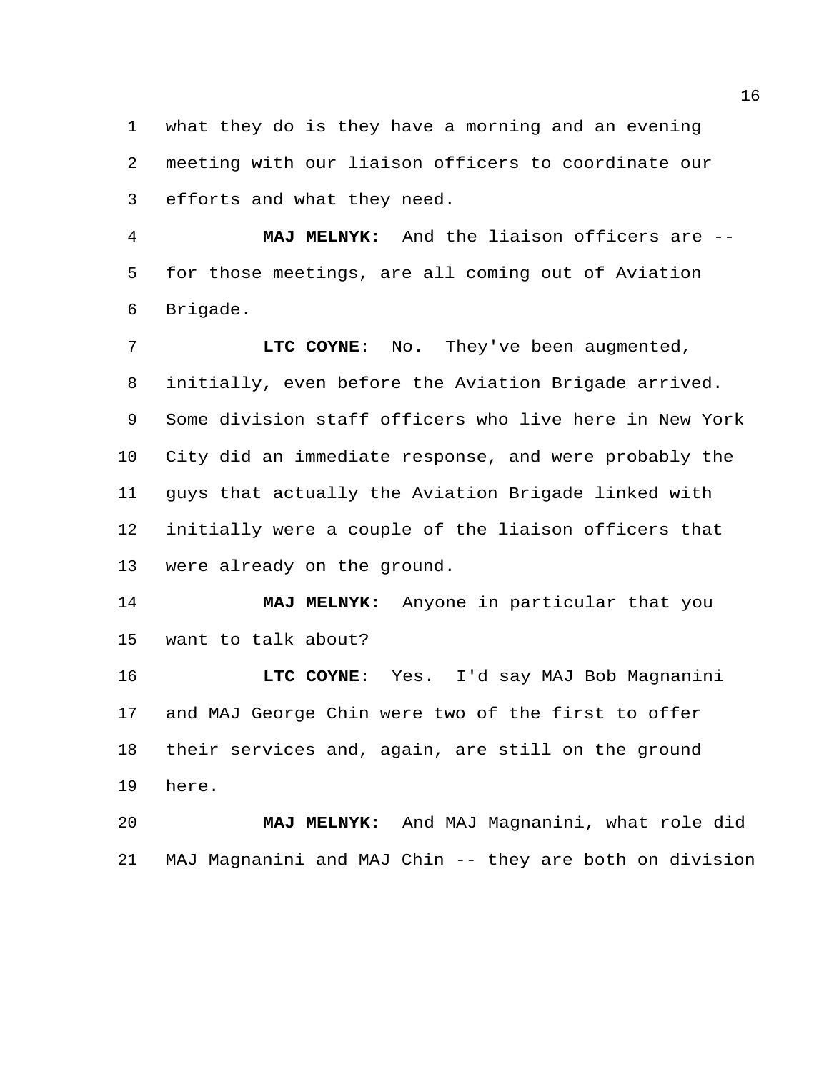what they do is they have a morning and an evening meeting with our liaison officers to coordinate our efforts and what they need.

**MAJ MELNYK**: And the liaison officers are -- for those meetings, are all coming out of Aviation Brigade.

**LTC COYNE**: No. They've been augmented, initially, even before the Aviation Brigade arrived. Some division staff officers who live here in New York City did an immediate response, and were probably the guys that actually the Aviation Brigade linked with initially were a couple of the liaison officers that were already on the ground.

**MAJ MELNYK**: Anyone in particular that you want to talk about?

**LTC COYNE**: Yes. I'd say MAJ Bob Magnanini and MAJ George Chin were two of the first to offer their services and, again, are still on the ground here.

**MAJ MELNYK**: And MAJ Magnanini, what role did MAJ Magnanini and MAJ Chin -- they are both on division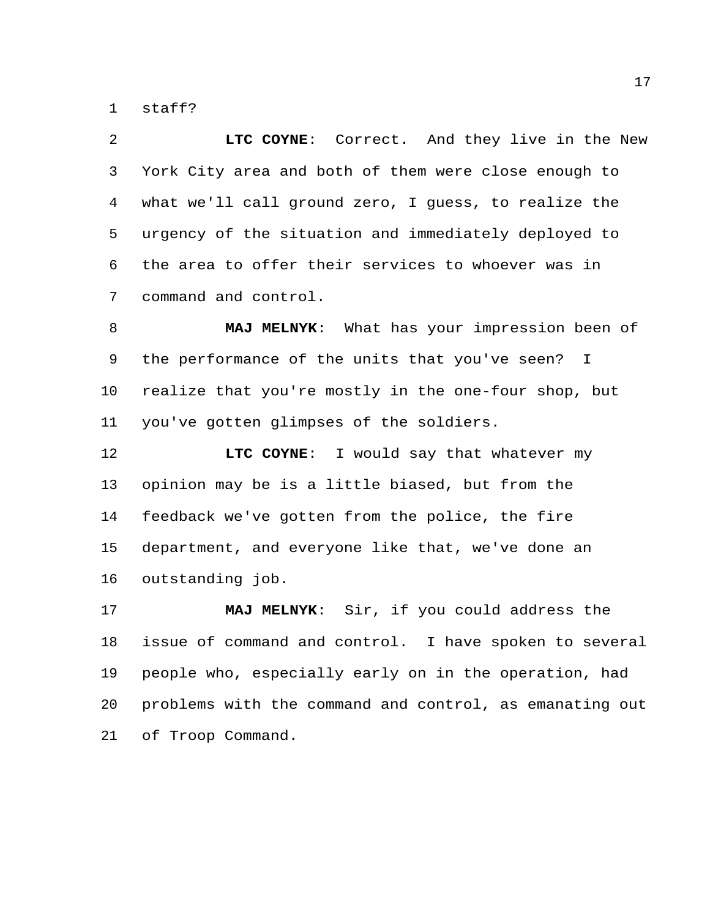staff?

**LTC COYNE**: Correct. And they live in the New York City area and both of them were close enough to what we'll call ground zero, I guess, to realize the urgency of the situation and immediately deployed to the area to offer their services to whoever was in command and control.

**MAJ MELNYK**: What has your impression been of the performance of the units that you've seen? I realize that you're mostly in the one-four shop, but you've gotten glimpses of the soldiers.

**LTC COYNE**: I would say that whatever my opinion may be is a little biased, but from the feedback we've gotten from the police, the fire department, and everyone like that, we've done an outstanding job.

**MAJ MELNYK**: Sir, if you could address the issue of command and control. I have spoken to several people who, especially early on in the operation, had problems with the command and control, as emanating out of Troop Command.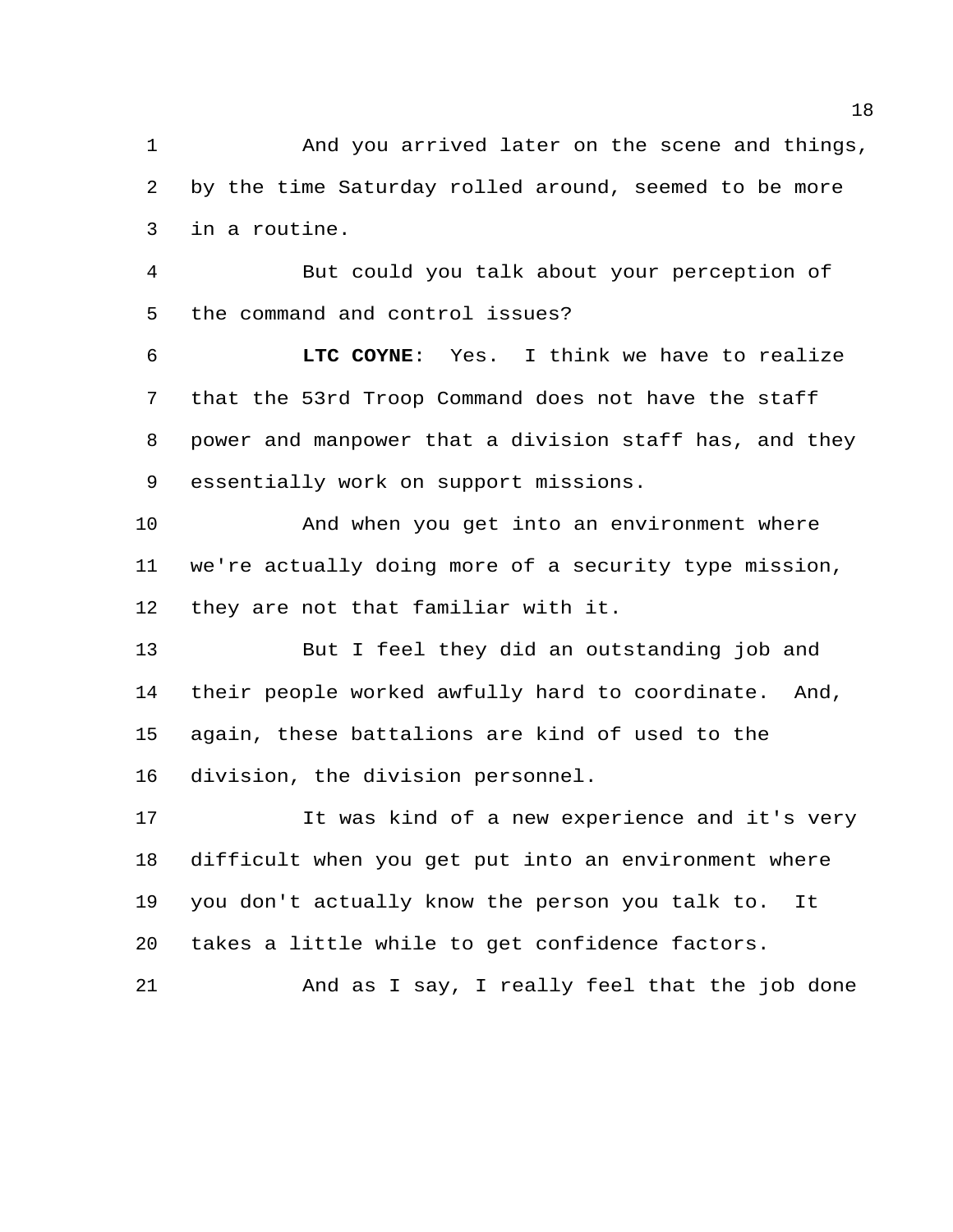And you arrived later on the scene and things, by the time Saturday rolled around, seemed to be more in a routine.

But could you talk about your perception of the command and control issues?

**LTC COYNE**: Yes. I think we have to realize that the 53rd Troop Command does not have the staff power and manpower that a division staff has, and they essentially work on support missions.

And when you get into an environment where we're actually doing more of a security type mission, they are not that familiar with it.

But I feel they did an outstanding job and their people worked awfully hard to coordinate. And, again, these battalions are kind of used to the division, the division personnel.

It was kind of a new experience and it's very difficult when you get put into an environment where you don't actually know the person you talk to. It takes a little while to get confidence factors.

And as I say, I really feel that the job done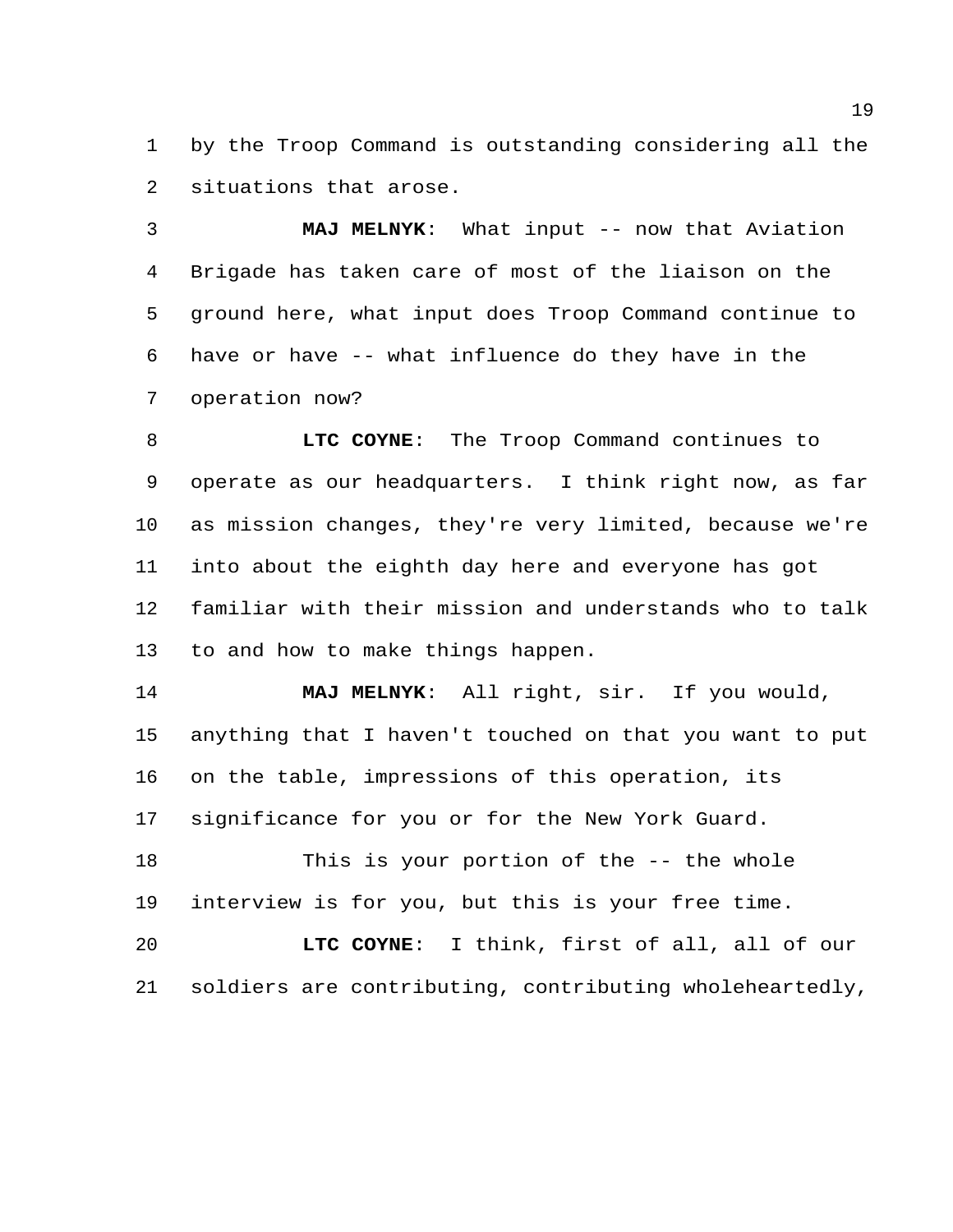by the Troop Command is outstanding considering all the situations that arose.

**MAJ MELNYK**: What input -- now that Aviation Brigade has taken care of most of the liaison on the ground here, what input does Troop Command continue to have or have -- what influence do they have in the operation now?

**LTC COYNE**: The Troop Command continues to operate as our headquarters. I think right now, as far as mission changes, they're very limited, because we're into about the eighth day here and everyone has got familiar with their mission and understands who to talk to and how to make things happen.

**MAJ MELNYK**: All right, sir. If you would, anything that I haven't touched on that you want to put on the table, impressions of this operation, its significance for you or for the New York Guard.

This is your portion of the -- the whole interview is for you, but this is your free time.

**LTC COYNE**: I think, first of all, all of our soldiers are contributing, contributing wholeheartedly,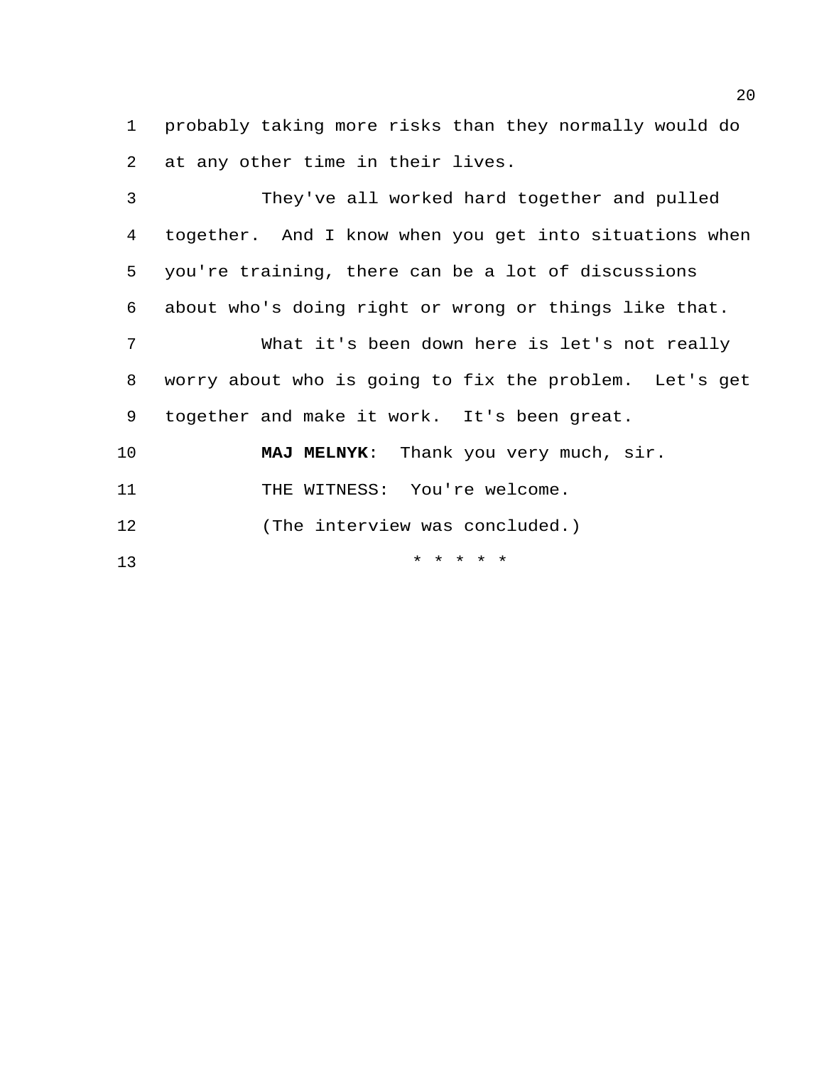probably taking more risks than they normally would do at any other time in their lives.

They've all worked hard together and pulled together. And I know when you get into situations when you're training, there can be a lot of discussions about who's doing right or wrong or things like that.

What it's been down here is let's not really worry about who is going to fix the problem. Let's get together and make it work. It's been great.

**MAJ MELNYK**: Thank you very much, sir.

THE WITNESS: You're welcome.

(The interview was concluded.)

\* \* \* \* \*